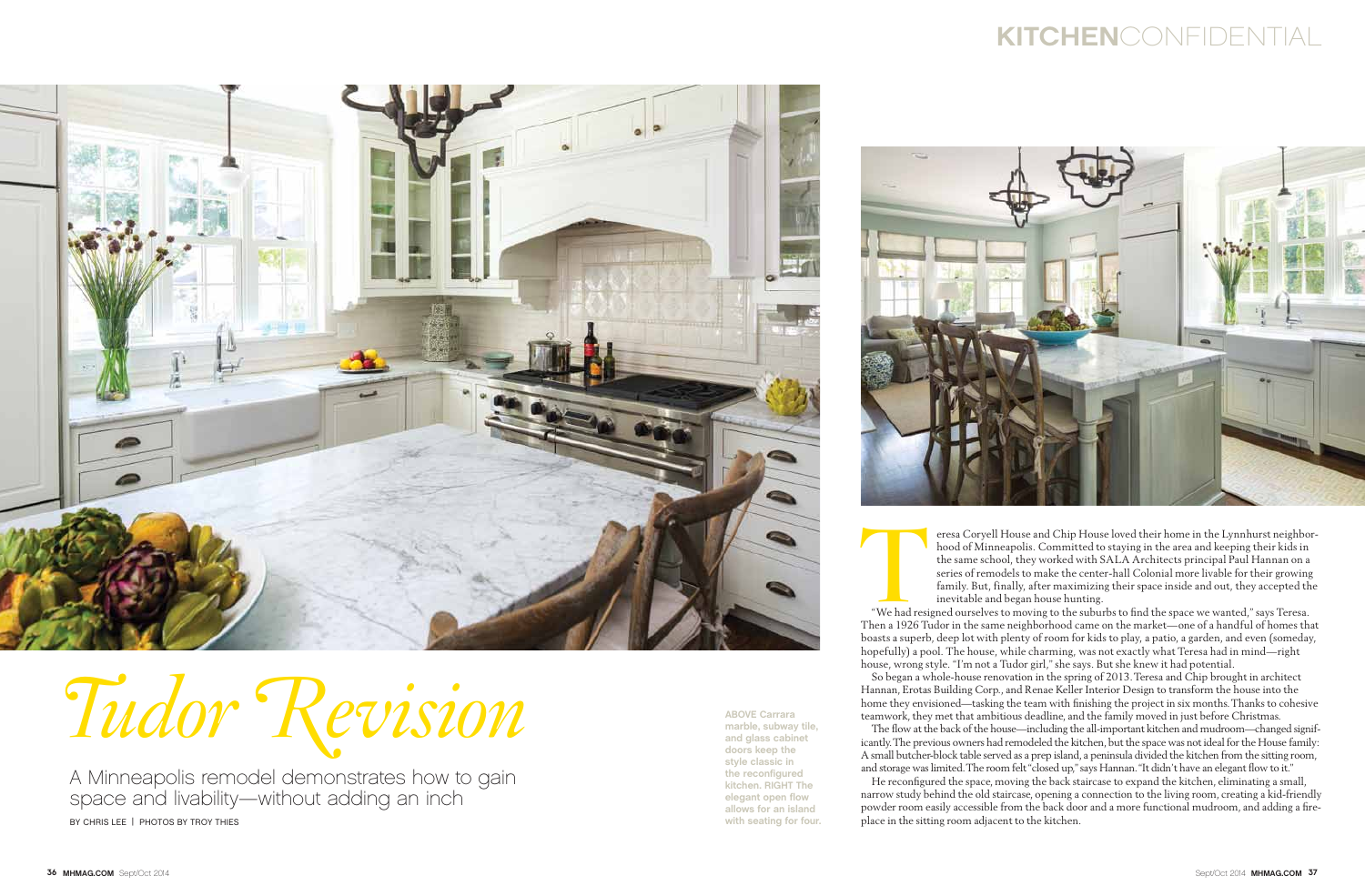# Tudor Revision

## A Minneapolis remodel demonstrates how to gain space and livability—without adding an inch

BY CHRIS LEE | PHOTOS BY TROY THIES

**ABOVE** Carrara marble, subway tile, and glass cabinet doors keep the style classic in the reconfigured kitchen. **RIGHT** The elegant open flow allows for an island with seating for four.

Teresa Coryell House and Chip House loved their home in the Lynnhurst neighborhood of Minneapolis. Committed to staying in the area and keeping their kids in the same school, they worked with SALA Architects principal Paul Hannan on a series of remodels to make the center-hall Colonial more livable for their growing family. But, finally, after maximizing their space inside and out, they accepted the inevitable and began house hunting.

"We had resigned ourselves to moving to the suburbs to find the space we wanted," says Teresa. Then a 1926 Tudor in the same neighborhood came on the market—one of a handful of homes that boasts a superb, deep lot with plenty of room for kids to play, a patio, a garden, and even (someday, hopefully) a pool. The house, while charming, was not exactly what Teresa had in mind—right house, wrong style. "I'm not a Tudor girl," she says. But she knew it had potential.

So began a whole-house renovation in the spring of 2013. Teresa and Chip brought in architect Hannan, Erotas Building Corp., and Renae Keller Interior Design to transform the house into the home they envisioned—tasking the team with finishing the project in six months. Thanks to cohesive teamwork, they met that ambitious deadline, and the family moved in just before Christmas.

The flow at the back of the house—including the all-important kitchen and mudroom—changed significantly. The previous owners had remodeled the kitchen, but the space was not ideal for the House family: A small butcher-block table served as a prep island, a peninsula divided the kitchen from the sitting room, and storage was limited. The room felt "closed up," says Hannan. "It didn't have an elegant flow to it."

He reconfigured the space, moving the back staircase to expand the kitchen, eliminating a small, narrow study behind the old staircase, opening a connection to the living room, creating a kid-friendly powder room easily accessible from the back door and a more functional mudroom, and adding a fireplace in the sitting room adjacent to the kitchen.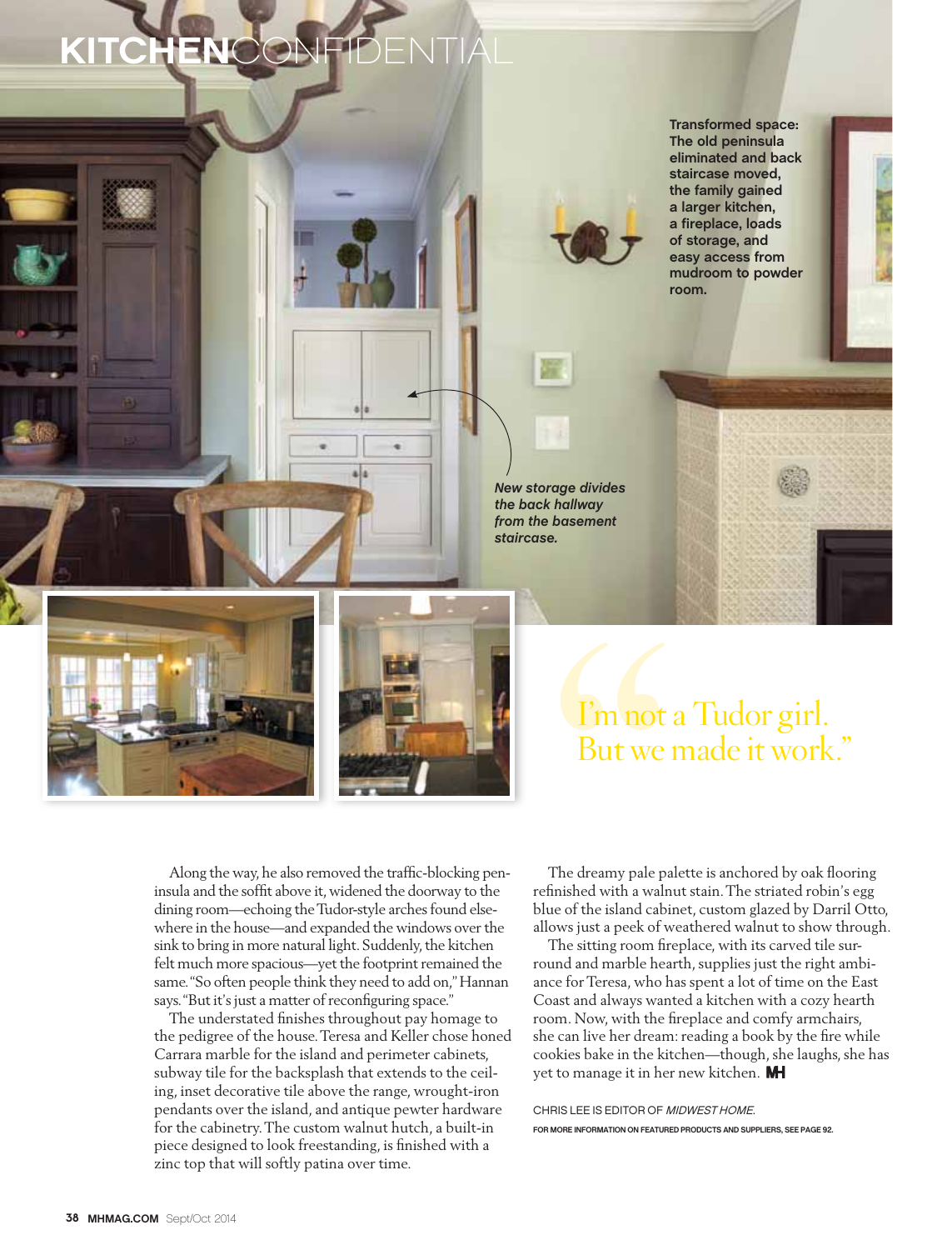Transformed space: The old peninsula eliminated and back staircase moved, the family gained a larger kitchen, a fireplace, loads of storage, and easy access from mudroom to powder room.

*New storage divides the back hallway from the basement staircase.*

> "I'm not a Tudor girl. But we made it work."

Along the way, he also removed the traffic-blocking peninsula and the soffit above it, widened the doorway to the dining room—echoing the Tudor-style arches found elsewhere in the house—and expanded the windows over the sink to bring in more natural light. Suddenly, the kitchen felt much more spacious—yet the footprint remained the same. "So often people think they need to add on," Hannan says. "But it's just a matter of reconfiguring space."

The understated finishes throughout pay homage to the pedigree of the house. Teresa and Keller chose honed Carrara marble for the island and perimeter cabinets, subway tile for the backsplash that extends to the ceiling, inset decorative tile above the range, wrought-iron pendants over the island, and antique pewter hardware for the cabinetry. The custom walnut hutch, a built-in piece designed to look freestanding, is finished with a zinc top that will softly patina over time.

The dreamy pale palette is anchored by oak flooring refinished with a walnut stain. The striated robin's egg blue of the island cabinet, custom glazed by Darril Otto, allows just a peek of weathered walnut to show through.

The sitting room fireplace, with its carved tile surround and marble hearth, supplies just the right ambiance for Teresa, who has spent a lot of time on the East Coast and always wanted a kitchen with a cozy hearth room. Now, with the fireplace and comfy armchairs, she can live her dream: reading a book by the fire while cookies bake in the kitchen—though, she laughs, she has yet to manage it in her new kitchen. **MH**

CHRIS LEE IS EDITOR OF *MIDWEST HOME*.

FOR MORE INFORMATION ON FEATURED PRODUCTS AND SUPPLIERS, SEE PAGE 92.